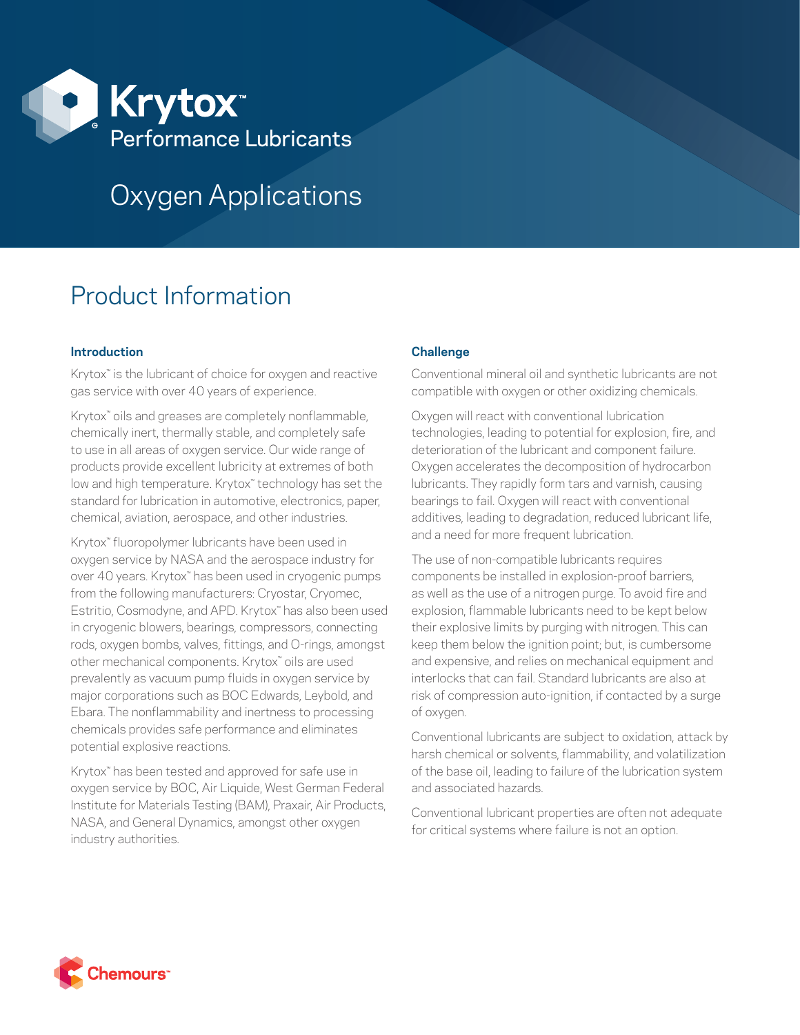# Krytox™ Performance Lubricants

# Oxygen Applications

## Product Information

### Introduction

Krytox™ is the lubricant of choice for oxygen and reactive gas service with over 40 years of experience.

Krytox™ oils and greases are completely nonflammable, chemically inert, thermally stable, and completely safe to use in all areas of oxygen service. Our wide range of products provide excellent lubricity at extremes of both low and high temperature. Krytox™ technology has set the standard for lubrication in automotive, electronics, paper, chemical, aviation, aerospace, and other industries.

Krytox™ fluoropolymer lubricants have been used in oxygen service by NASA and the aerospace industry for over 40 years. Krytox™ has been used in cryogenic pumps from the following manufacturers: Cryostar, Cryomec, Estritio, Cosmodyne, and APD. Krytox™ has also been used in cryogenic blowers, bearings, compressors, connecting rods, oxygen bombs, valves, fittings, and O-rings, amongst other mechanical components. Krytox™ oils are used prevalently as vacuum pump fluids in oxygen service by major corporations such as BOC Edwards, Leybold, and Ebara. The nonflammability and inertness to processing chemicals provides safe performance and eliminates potential explosive reactions.

Krytox™ has been tested and approved for safe use in oxygen service by BOC, Air Liquide, West German Federal Institute for Materials Testing (BAM), Praxair, Air Products, NASA, and General Dynamics, amongst other oxygen industry authorities.

### Challenge

Conventional mineral oil and synthetic lubricants are not compatible with oxygen or other oxidizing chemicals.

Oxygen will react with conventional lubrication technologies, leading to potential for explosion, fire, and deterioration of the lubricant and component failure. Oxygen accelerates the decomposition of hydrocarbon lubricants. They rapidly form tars and varnish, causing bearings to fail. Oxygen will react with conventional additives, leading to degradation, reduced lubricant life, and a need for more frequent lubrication.

The use of non-compatible lubricants requires components be installed in explosion-proof barriers, as well as the use of a nitrogen purge. To avoid fire and explosion, flammable lubricants need to be kept below their explosive limits by purging with nitrogen. This can keep them below the ignition point; but, is cumbersome and expensive, and relies on mechanical equipment and interlocks that can fail. Standard lubricants are also at risk of compression auto-ignition, if contacted by a surge of oxygen.

Conventional lubricants are subject to oxidation, attack by harsh chemical or solvents, flammability, and volatilization of the base oil, leading to failure of the lubrication system and associated hazards.

Conventional lubricant properties are often not adequate for critical systems where failure is not an option.

Chemours™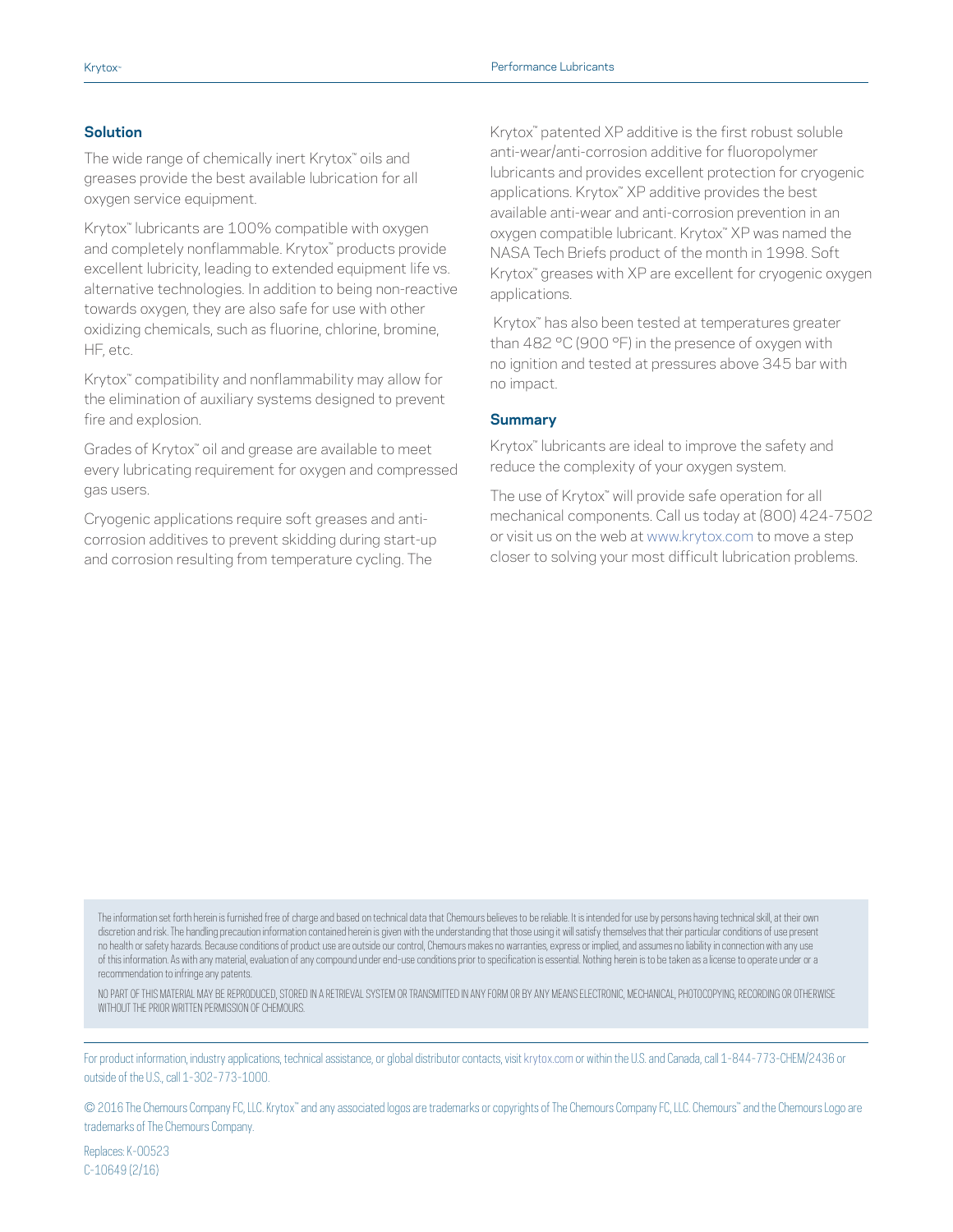## Solution

The wide range of chemically inert Krytox™ oils and greases provide the best available lubrication for all oxygen service equipment.

Krytox™ lubricants are 100% compatible with oxygen and completely nonflammable. Krytox™ products provide excellent lubricity, leading to extended equipment life vs. alternative technologies. In addition to being non-reactive towards oxygen, they are also safe for use with other oxidizing chemicals, such as fluorine, chlorine, bromine, HF, etc.

Krytox™ compatibility and nonflammability may allow for the elimination of auxiliary systems designed to prevent fire and explosion.

Grades of Krytox™ oil and grease are available to meet every lubricating requirement for oxygen and compressed gas users.

Cryogenic applications require soft greases and anti-corrosion additives to prevent skidding during start-up and corrosion resulting from temperature cycling. The Krytox™ patented XP additive is the first robust soluble anti-wear/anti-corrosion additive for fluoropolymer lubricants and provides excellent protection for cryogenic applications. Krytox™ XP additive provides the best available anti-wear and anti-corrosion prevention in an oxygen compatible lubricant. Krytox™ XP was named the NASA Tech Briefs product of the month in 1998. Soft Krytox™ greases with XP are excellent for cryogenic oxygen applications.

Krytox™ has also been tested at temperatures greater than 482 °C (900 °F) in the presence of oxygen with no ignition and tested at pressures above 345 bar with no impact.

## Summary

Krytox™ lubricants are ideal to improve the safety and reduce the complexity of your oxygen system.

The use of Krytox™ will provide safe operation for all mechanical components. Call us today at (800) 424-7502 or visit us on the web at www.krytox.com to move a step closer to solving your most difficult lubrication problems.

The information set forth herein is furnished free of charge and based on technical data that Chemours believes to be reliable. It is intended for use by persons having technical skill, at their own discretion and risk. The handling precaution information contained herein is given with the understanding that those using it will satisfy themselves that their particular conditions of use present no health or safety hazards. Because conditions of product use are outside our control, Chemours makes no warranties, express or implied, and assumes no liability in connection with any use of this information. As with any material, evaluation of any compound under end-use conditions prior to specification is essential. Nothing herein is to be taken as a license to operate under or a recommendation to infringe any patents.

NO PART OF THIS MATERIAL MAY BE REPRODUCED, STORED IN A RETRIEVAL SYSTEM OR TRANSMITTED IN ANY FORM OR BY ANY MEANS ELECTRONIC, MECHANICAL, PHOTOCOPYING, RECORDING OR OTHERWISE WITHOUT THE PRIOR WRITTEN PERMISSION OF CHEMOURS.

For product information, industry applications, technical assistance, or global distributor contacts, visit krytox.com or within the U.S. and Canada, call 1-844-773-CHEM/2436 or outside of the U.S., call 1-302-773-1000.

© 2016 The Chemours Company FC, LLC. Krytox™ and any associated logos are trademarks or copyrights of The Chemours Company FC, LLC. Chemours™ and the Chemours Logo are trademarks of The Chemours Company.

Replaces: K-00523
C-10649 (2/16)